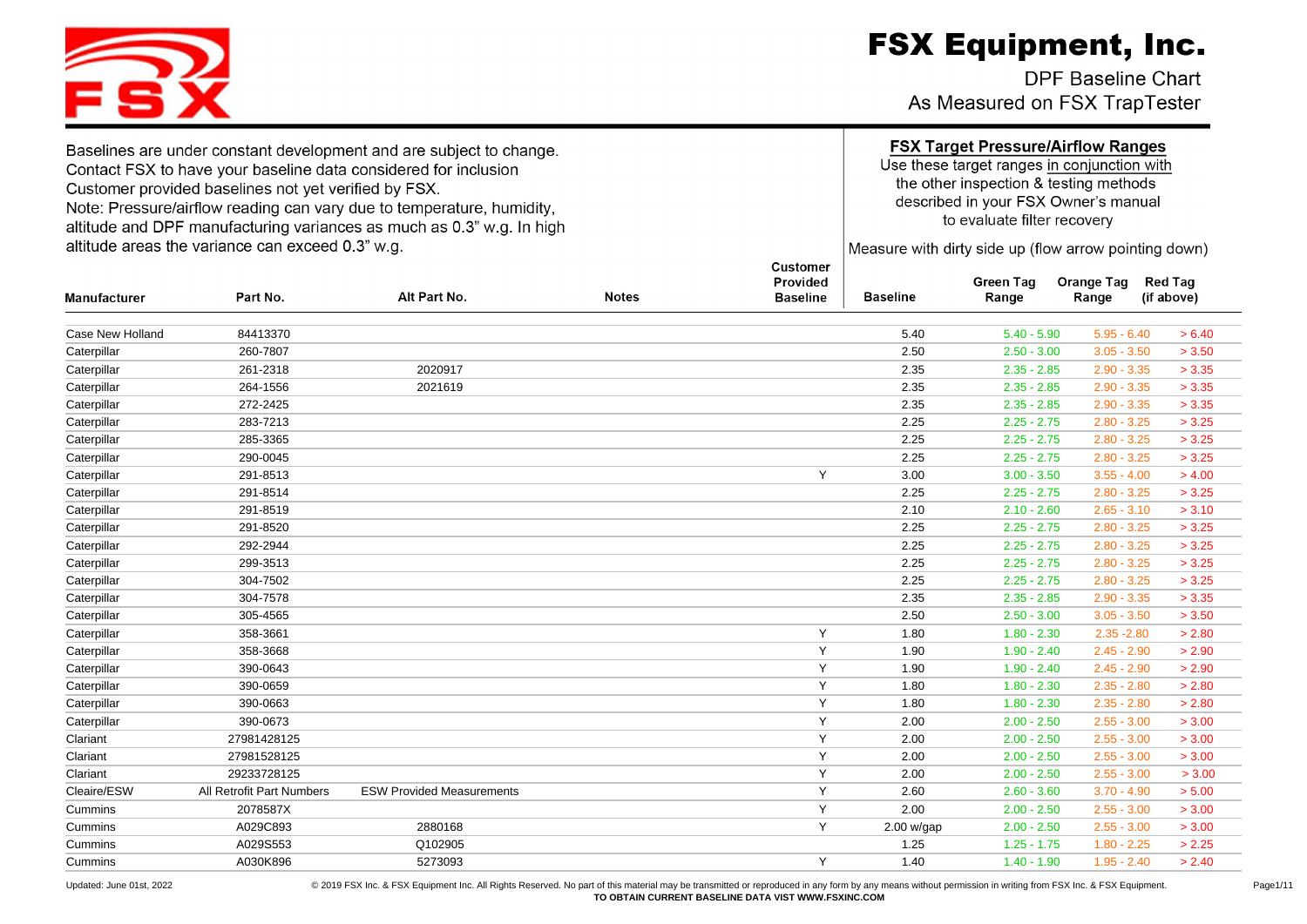# FSX Equipment, Inc.

DPF Baseline Chart
As Measured on FSX TrapTester

Baselines are under constant development and are subject to change.
Contact FSX to have your baseline data considered for inclusion
Customer provided baselines not yet verified by FSX.
Note: Pressure/airflow reading can vary due to temperature, humidity, altitude and DPF manufacturing variances as much as 0.3" w.g. In high altitude areas the variance can exceed 0.3" w.g.

**FSX Target Pressure/Airflow Ranges**
Use these target ranges in conjunction with the other inspection & testing methods described in your FSX Owner's manual to evaluate filter recovery

Measure with dirty side up (flow arrow pointing down)

| Manufacturer | Part No. | Alt Part No. | Notes | Customer Provided Baseline | Baseline | Green Tag Range | Orange Tag Range | Red Tag (if above) |
|---|---|---|---|---|---|---|---|---|
| Case New Holland | 84413370 | | | | 5.40 | 5.40 - 5.90 | 5.95 - 6.40 | > 6.40 |
| Caterpillar | 260-7807 | | | | 2.50 | 2.50 - 3.00 | 3.05 - 3.50 | > 3.50 |
| Caterpillar | 261-2318 | 2020917 | | | 2.35 | 2.35 - 2.85 | 2.90 - 3.35 | > 3.35 |
| Caterpillar | 264-1556 | 2021619 | | | 2.35 | 2.35 - 2.85 | 2.90 - 3.35 | > 3.35 |
| Caterpillar | 272-2425 | | | | 2.35 | 2.35 - 2.85 | 2.90 - 3.35 | > 3.35 |
| Caterpillar | 283-7213 | | | | 2.25 | 2.25 - 2.75 | 2.80 - 3.25 | > 3.25 |
| Caterpillar | 285-3365 | | | | 2.25 | 2.25 - 2.75 | 2.80 - 3.25 | > 3.25 |
| Caterpillar | 290-0045 | | | | 2.25 | 2.25 - 2.75 | 2.80 - 3.25 | > 3.25 |
| Caterpillar | 291-8513 | | | Y | 3.00 | 3.00 - 3.50 | 3.55 - 4.00 | > 4.00 |
| Caterpillar | 291-8514 | | | | 2.25 | 2.25 - 2.75 | 2.80 - 3.25 | > 3.25 |
| Caterpillar | 291-8519 | | | | 2.10 | 2.10 - 2.60 | 2.65 - 3.10 | > 3.10 |
| Caterpillar | 291-8520 | | | | 2.25 | 2.25 - 2.75 | 2.80 - 3.25 | > 3.25 |
| Caterpillar | 292-2944 | | | | 2.25 | 2.25 - 2.75 | 2.80 - 3.25 | > 3.25 |
| Caterpillar | 299-3513 | | | | 2.25 | 2.25 - 2.75 | 2.80 - 3.25 | > 3.25 |
| Caterpillar | 304-7502 | | | | 2.25 | 2.25 - 2.75 | 2.80 - 3.25 | > 3.25 |
| Caterpillar | 304-7578 | | | | 2.35 | 2.35 - 2.85 | 2.90 - 3.35 | > 3.35 |
| Caterpillar | 305-4565 | | | | 2.50 | 2.50 - 3.00 | 3.05 - 3.50 | > 3.50 |
| Caterpillar | 358-3661 | | | Y | 1.80 | 1.80 - 2.30 | 2.35 -2.80 | > 2.80 |
| Caterpillar | 358-3668 | | | Y | 1.90 | 1.90 - 2.40 | 2.45 - 2.90 | > 2.90 |
| Caterpillar | 390-0643 | | | Y | 1.90 | 1.90 - 2.40 | 2.45 - 2.90 | > 2.90 |
| Caterpillar | 390-0659 | | | Y | 1.80 | 1.80 - 2.30 | 2.35 - 2.80 | > 2.80 |
| Caterpillar | 390-0663 | | | Y | 1.80 | 1.80 - 2.30 | 2.35 - 2.80 | > 2.80 |
| Caterpillar | 390-0673 | | | Y | 2.00 | 2.00 - 2.50 | 2.55 - 3.00 | > 3.00 |
| Clariant | 27981428125 | | | Y | 2.00 | 2.00 - 2.50 | 2.55 - 3.00 | > 3.00 |
| Clariant | 27981528125 | | | Y | 2.00 | 2.00 - 2.50 | 2.55 - 3.00 | > 3.00 |
| Clariant | 29233728125 | | | Y | 2.00 | 2.00 - 2.50 | 2.55 - 3.00 | > 3.00 |
| Cleaire/ESW | All Retrofit Part Numbers | ESW Provided Measurements | | Y | 2.60 | 2.60 - 3.60 | 3.70 - 4.90 | > 5.00 |
| Cummins | 2078587X | | | Y | 2.00 | 2.00 - 2.50 | 2.55 - 3.00 | > 3.00 |
| Cummins | A029C893 | 2880168 | | Y | 2.00 w/gap | 2.00 - 2.50 | 2.55 - 3.00 | > 3.00 |
| Cummins | A029S553 | Q102905 | | | 1.25 | 1.25 - 1.75 | 1.80 - 2.25 | > 2.25 |
| Cummins | A030K896 | 5273093 | | Y | 1.40 | 1.40 - 1.90 | 1.95 - 2.40 | > 2.40 |

Updated: June 01st, 2022

© 2019 FSX Inc. & FSX Equipment Inc. All Rights Reserved. No part of this material may be transmitted or reproduced in any form by any means without permission in writing from FSX Inc. & FSX Equipment.
**TO OBTAIN CURRENT BASELINE DATA VISIT WWW.FSXINC.COM**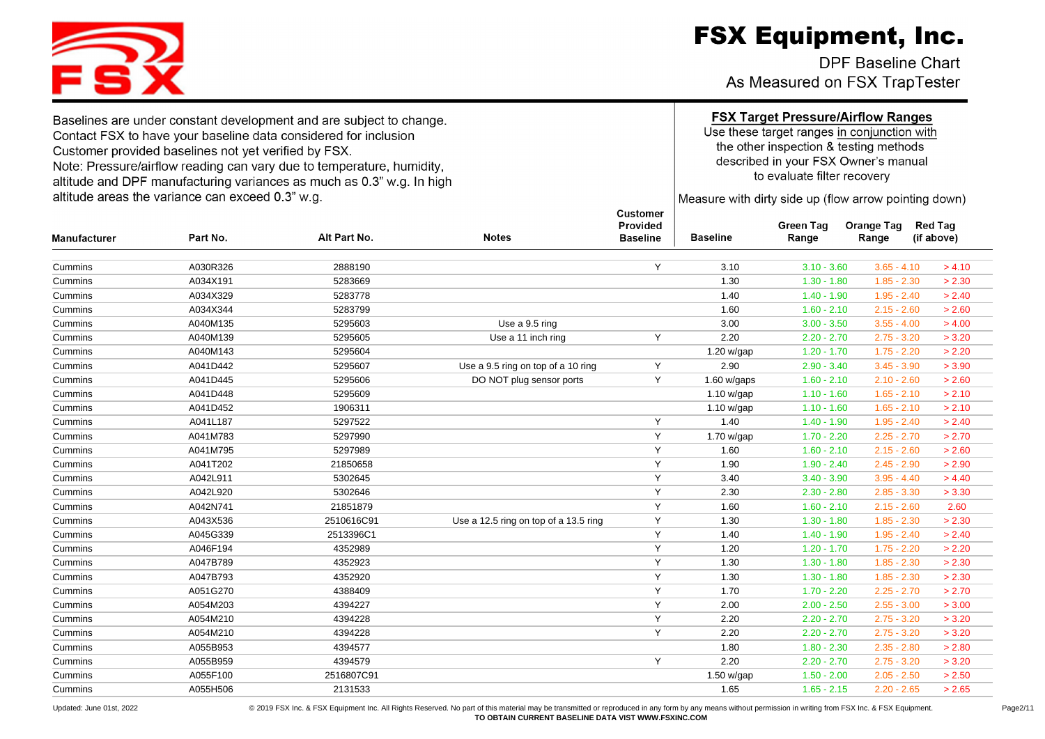# FSX Equipment, Inc.

DPF Baseline Chart
As Measured on FSX TrapTester

Baselines are under constant development and are subject to change.
Contact FSX to have your baseline data considered for inclusion
Customer provided baselines not yet verified by FSX.
Note: Pressure/airflow reading can vary due to temperature, humidity, altitude and DPF manufacturing variances as much as 0.3" w.g. In high altitude areas the variance can exceed 0.3" w.g.

**FSX Target Pressure/Airflow Ranges**
Use these target ranges in conjunction with the other inspection & testing methods described in your FSX Owner's manual to evaluate filter recovery

Measure with dirty side up (flow arrow pointing down)

| Manufacturer | Part No. | Alt Part No. | Notes | Customer Provided Baseline | Baseline | Green Tag Range | Orange Tag Range | Red Tag (if above) |
|---|---|---|---|---|---|---|---|---|
| Cummins | A030R326 | 2888190 | | Y | 3.10 | 3.10 - 3.60 | 3.65 - 4.10 | > 4.10 |
| Cummins | A034X191 | 5283669 | | | 1.30 | 1.30 - 1.80 | 1.85 - 2.30 | > 2.30 |
| Cummins | A034X329 | 5283778 | | | 1.40 | 1.40 - 1.90 | 1.95 - 2.40 | > 2.40 |
| Cummins | A034X344 | 5283799 | | | 1.60 | 1.60 - 2.10 | 2.15 - 2.60 | > 2.60 |
| Cummins | A040M135 | 5295603 | Use a 9.5 ring | | 3.00 | 3.00 - 3.50 | 3.55 - 4.00 | > 4.00 |
| Cummins | A040M139 | 5295605 | Use a 11 inch ring | Y | 2.20 | 2.20 - 2.70 | 2.75 - 3.20 | > 3.20 |
| Cummins | A040M143 | 5295604 | | | 1.20 w/gap | 1.20 - 1.70 | 1.75 - 2.20 | > 2.20 |
| Cummins | A041D442 | 5295607 | Use a 9.5 ring on top of a 10 ring | Y | 2.90 | 2.90 - 3.40 | 3.45 - 3.90 | > 3.90 |
| Cummins | A041D445 | 5295606 | DO NOT plug sensor ports | Y | 1.60 w/gaps | 1.60 - 2.10 | 2.10 - 2.60 | > 2.60 |
| Cummins | A041D448 | 5295609 | | | 1.10 w/gap | 1.10 - 1.60 | 1.65 - 2.10 | > 2.10 |
| Cummins | A041D452 | 1906311 | | | 1.10 w/gap | 1.10 - 1.60 | 1.65 - 2.10 | > 2.10 |
| Cummins | A041L187 | 5297522 | | Y | 1.40 | 1.40 - 1.90 | 1.95 - 2.40 | > 2.40 |
| Cummins | A041M783 | 5297990 | | Y | 1.70 w/gap | 1.70 - 2.20 | 2.25 - 2.70 | > 2.70 |
| Cummins | A041M795 | 5297989 | | Y | 1.60 | 1.60 - 2.10 | 2.15 - 2.60 | > 2.60 |
| Cummins | A041T202 | 21850658 | | Y | 1.90 | 1.90 - 2.40 | 2.45 - 2.90 | > 2.90 |
| Cummins | A042L911 | 5302645 | | Y | 3.40 | 3.40 - 3.90 | 3.95 - 4.40 | > 4.40 |
| Cummins | A042L920 | 5302646 | | Y | 2.30 | 2.30 - 2.80 | 2.85 - 3.30 | > 3.30 |
| Cummins | A042N741 | 21851879 | | Y | 1.60 | 1.60 - 2.10 | 2.15 - 2.60 | 2.60 |
| Cummins | A043X536 | 2510616C91 | Use a 12.5 ring on top of a 13.5 ring | Y | 1.30 | 1.30 - 1.80 | 1.85 - 2.30 | > 2.30 |
| Cummins | A045G339 | 2513396C1 | | Y | 1.40 | 1.40 - 1.90 | 1.95 - 2.40 | > 2.40 |
| Cummins | A046F194 | 4352989 | | Y | 1.20 | 1.20 - 1.70 | 1.75 - 2.20 | > 2.20 |
| Cummins | A047B789 | 4352923 | | Y | 1.30 | 1.30 - 1.80 | 1.85 - 2.30 | > 2.30 |
| Cummins | A047B793 | 4352920 | | Y | 1.30 | 1.30 - 1.80 | 1.85 - 2.30 | > 2.30 |
| Cummins | A051G270 | 4388409 | | Y | 1.70 | 1.70 - 2.20 | 2.25 - 2.70 | > 2.70 |
| Cummins | A054M203 | 4394227 | | Y | 2.00 | 2.00 - 2.50 | 2.55 - 3.00 | > 3.00 |
| Cummins | A054M210 | 4394228 | | Y | 2.20 | 2.20 - 2.70 | 2.75 - 3.20 | > 3.20 |
| Cummins | A054M210 | 4394228 | | Y | 2.20 | 2.20 - 2.70 | 2.75 - 3.20 | > 3.20 |
| Cummins | A055B953 | 4394577 | | | 1.80 | 1.80 - 2.30 | 2.35 - 2.80 | > 2.80 |
| Cummins | A055B959 | 4394579 | | Y | 2.20 | 2.20 - 2.70 | 2.75 - 3.20 | > 3.20 |
| Cummins | A055F100 | 2516807C91 | | | 1.50 w/gap | 1.50 - 2.00 | 2.05 - 2.50 | > 2.50 |
| Cummins | A055H506 | 2131533 | | | 1.65 | 1.65 - 2.15 | 2.20 - 2.65 | > 2.65 |

Updated: June 01st, 2022

© 2019 FSX Inc. & FSX Equipment Inc. All Rights Reserved. No part of this material may be transmitted or reproduced in any form by any means without permission in writing from FSX Inc. & FSX Equipment.
**TO OBTAIN CURRENT BASELINE DATA VIST WWW.FSXINC.COM**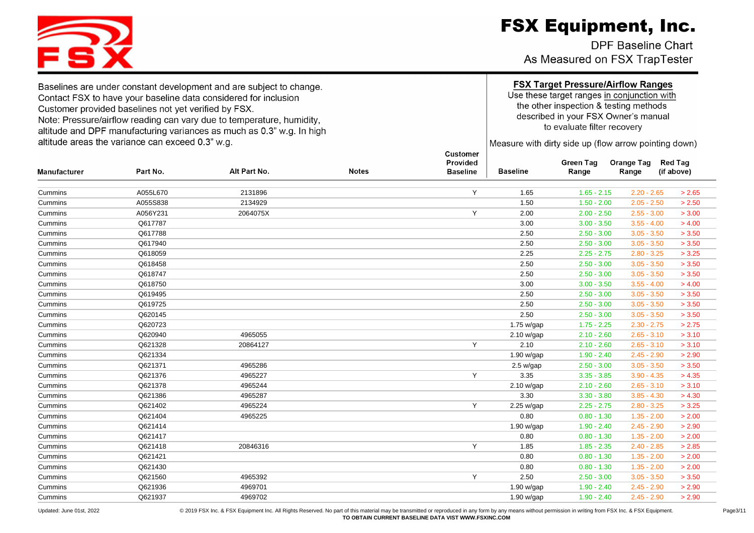# FSX Equipment, Inc.

DPF Baseline Chart
As Measured on FSX TrapTester

Baselines are under constant development and are subject to change.
Contact FSX to have your baseline data considered for inclusion
Customer provided baselines not yet verified by FSX.
Note: Pressure/airflow reading can vary due to temperature, humidity, altitude and DPF manufacturing variances as much as 0.3" w.g. In high altitude areas the variance can exceed 0.3" w.g.

**FSX Target Pressure/Airflow Ranges**
Use these target ranges in conjunction with the other inspection & testing methods described in your FSX Owner's manual to evaluate filter recovery

Measure with dirty side up (flow arrow pointing down)

| Manufacturer | Part No. | Alt Part No. | Notes | Customer Provided Baseline | Baseline | Green Tag Range | Orange Tag Range | Red Tag (if above) |
|---|---|---|---|---|---|---|---|---|
| Cummins | A055L670 | 2131896 | | Y | 1.65 | 1.65 - 2.15 | 2.20 - 2.65 | > 2.65 |
| Cummins | A055S838 | 2134929 | | | 1.50 | 1.50 - 2.00 | 2.05 - 2.50 | > 2.50 |
| Cummins | A056Y231 | 2064075X | | Y | 2.00 | 2.00 - 2.50 | 2.55 - 3.00 | > 3.00 |
| Cummins | Q617787 | | | | 3.00 | 3.00 - 3.50 | 3.55 - 4.00 | > 4.00 |
| Cummins | Q617788 | | | | 2.50 | 2.50 - 3.00 | 3.05 - 3.50 | > 3.50 |
| Cummins | Q617940 | | | | 2.50 | 2.50 - 3.00 | 3.05 - 3.50 | > 3.50 |
| Cummins | Q618059 | | | | 2.25 | 2.25 - 2.75 | 2.80 - 3.25 | > 3.25 |
| Cummins | Q618458 | | | | 2.50 | 2.50 - 3.00 | 3.05 - 3.50 | > 3.50 |
| Cummins | Q618747 | | | | 2.50 | 2.50 - 3.00 | 3.05 - 3.50 | > 3.50 |
| Cummins | Q618750 | | | | 3.00 | 3.00 - 3.50 | 3.55 - 4.00 | > 4.00 |
| Cummins | Q619495 | | | | 2.50 | 2.50 - 3.00 | 3.05 - 3.50 | > 3.50 |
| Cummins | Q619725 | | | | 2.50 | 2.50 - 3.00 | 3.05 - 3.50 | > 3.50 |
| Cummins | Q620145 | | | | 2.50 | 2.50 - 3.00 | 3.05 - 3.50 | > 3.50 |
| Cummins | Q620723 | | | | 1.75 w/gap | 1.75 - 2.25 | 2.30 - 2.75 | > 2.75 |
| Cummins | Q620940 | 4965055 | | | 2.10 w/gap | 2.10 - 2.60 | 2.65 - 3.10 | > 3.10 |
| Cummins | Q621328 | 20864127 | | Y | 2.10 | 2.10 - 2.60 | 2.65 - 3.10 | > 3.10 |
| Cummins | Q621334 | | | | 1.90 w/gap | 1.90 - 2.40 | 2.45 - 2.90 | > 2.90 |
| Cummins | Q621371 | 4965286 | | | 2.5 w/gap | 2.50 - 3.00 | 3.05 - 3.50 | > 3.50 |
| Cummins | Q621376 | 4965227 | | Y | 3.35 | 3.35 - 3.85 | 3.90 - 4.35 | > 4.35 |
| Cummins | Q621378 | 4965244 | | | 2.10 w/gap | 2.10 - 2.60 | 2.65 - 3.10 | > 3.10 |
| Cummins | Q621386 | 4965287 | | | 3.30 | 3.30 - 3.80 | 3.85 - 4.30 | > 4.30 |
| Cummins | Q621402 | 4965224 | | Y | 2.25 w/gap | 2.25 - 2.75 | 2.80 - 3.25 | > 3.25 |
| Cummins | Q621404 | 4965225 | | | 0.80 | 0.80 - 1.30 | 1.35 - 2.00 | > 2.00 |
| Cummins | Q621414 | | | | 1.90 w/gap | 1.90 - 2.40 | 2.45 - 2.90 | > 2.90 |
| Cummins | Q621417 | | | | 0.80 | 0.80 - 1.30 | 1.35 - 2.00 | > 2.00 |
| Cummins | Q621418 | 20846316 | | Y | 1.85 | 1.85 - 2.35 | 2.40 - 2.85 | > 2.85 |
| Cummins | Q621421 | | | | 0.80 | 0.80 - 1.30 | 1.35 - 2.00 | > 2.00 |
| Cummins | Q621430 | | | | 0.80 | 0.80 - 1.30 | 1.35 - 2.00 | > 2.00 |
| Cummins | Q621560 | 4965392 | | Y | 2.50 | 2.50 - 3.00 | 3.05 - 3.50 | > 3.50 |
| Cummins | Q621936 | 4969701 | | | 1.90 w/gap | 1.90 - 2.40 | 2.45 - 2.90 | > 2.90 |
| Cummins | Q621937 | 4969702 | | | 1.90 w/gap | 1.90 - 2.40 | 2.45 - 2.90 | > 2.90 |

Updated: June 01st, 2022

© 2019 FSX Inc. & FSX Equipment Inc. All Rights Reserved. No part of this material may be transmitted or reproduced in any form by any means without permission in writing from FSX Inc. & FSX Equipment.
**TO OBTAIN CURRENT BASELINE DATA VISIT WWW.FSXINC.COM**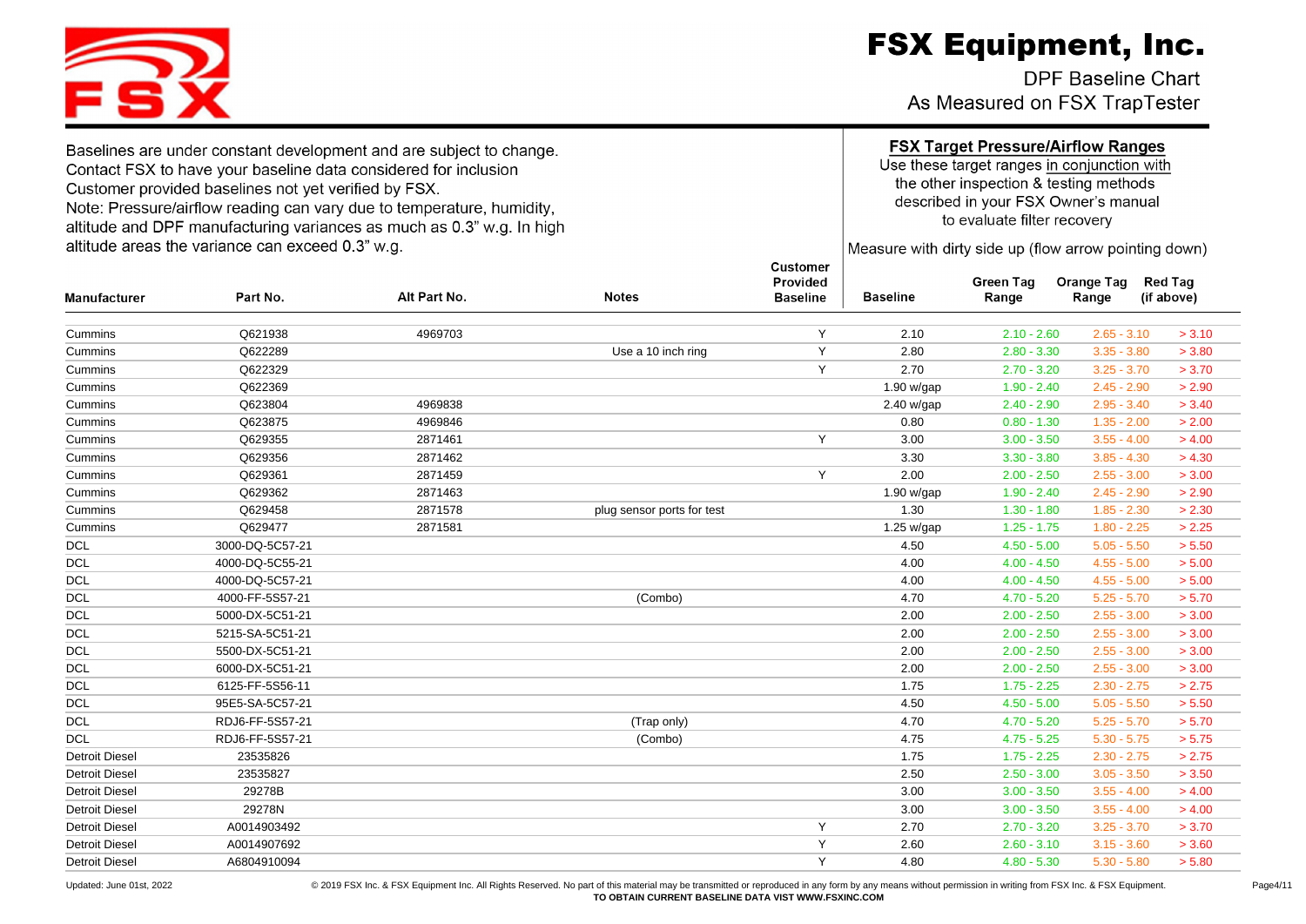# FSX Equipment, Inc.

DPF Baseline Chart
As Measured on FSX TrapTester

Baselines are under constant development and are subject to change.
Contact FSX to have your baseline data considered for inclusion
Customer provided baselines not yet verified by FSX.
Note: Pressure/airflow reading can vary due to temperature, humidity, altitude and DPF manufacturing variances as much as 0.3" w.g. In high altitude areas the variance can exceed 0.3" w.g.

**FSX Target Pressure/Airflow Ranges**
Use these target ranges in conjunction with the other inspection & testing methods described in your FSX Owner's manual to evaluate filter recovery

Measure with dirty side up (flow arrow pointing down)

| Manufacturer | Part No. | Alt Part No. | Notes | Customer Provided Baseline | Baseline | Green Tag Range | Orange Tag Range | Red Tag (if above) |
|---|---|---|---|---|---|---|---|---|
| Cummins | Q621938 | 4969703 | | Y | 2.10 | 2.10 - 2.60 | 2.65 - 3.10 | > 3.10 |
| Cummins | Q622289 | | Use a 10 inch ring | Y | 2.80 | 2.80 - 3.30 | 3.35 - 3.80 | > 3.80 |
| Cummins | Q622329 | | | Y | 2.70 | 2.70 - 3.20 | 3.25 - 3.70 | > 3.70 |
| Cummins | Q622369 | | | | 1.90 w/gap | 1.90 - 2.40 | 2.45 - 2.90 | > 2.90 |
| Cummins | Q623804 | 4969838 | | | 2.40 w/gap | 2.40 - 2.90 | 2.95 - 3.40 | > 3.40 |
| Cummins | Q623875 | 4969846 | | | 0.80 | 0.80 - 1.30 | 1.35 - 2.00 | > 2.00 |
| Cummins | Q629355 | 2871461 | | Y | 3.00 | 3.00 - 3.50 | 3.55 - 4.00 | > 4.00 |
| Cummins | Q629356 | 2871462 | | | 3.30 | 3.30 - 3.80 | 3.85 - 4.30 | > 4.30 |
| Cummins | Q629361 | 2871459 | | Y | 2.00 | 2.00 - 2.50 | 2.55 - 3.00 | > 3.00 |
| Cummins | Q629362 | 2871463 | | | 1.90 w/gap | 1.90 - 2.40 | 2.45 - 2.90 | > 2.90 |
| Cummins | Q629458 | 2871578 | plug sensor ports for test | | 1.30 | 1.30 - 1.80 | 1.85 - 2.30 | > 2.30 |
| Cummins | Q629477 | 2871581 | | | 1.25 w/gap | 1.25 - 1.75 | 1.80 - 2.25 | > 2.25 |
| DCL | 3000-DQ-5C57-21 | | | | 4.50 | 4.50 - 5.00 | 5.05 - 5.50 | > 5.50 |
| DCL | 4000-DQ-5C55-21 | | | | 4.00 | 4.00 - 4.50 | 4.55 - 5.00 | > 5.00 |
| DCL | 4000-DQ-5C57-21 | | | | 4.00 | 4.00 - 4.50 | 4.55 - 5.00 | > 5.00 |
| DCL | 4000-FF-5S57-21 | | (Combo) | | 4.70 | 4.70 - 5.20 | 5.25 - 5.70 | > 5.70 |
| DCL | 5000-DX-5C51-21 | | | | 2.00 | 2.00 - 2.50 | 2.55 - 3.00 | > 3.00 |
| DCL | 5215-SA-5C51-21 | | | | 2.00 | 2.00 - 2.50 | 2.55 - 3.00 | > 3.00 |
| DCL | 5500-DX-5C51-21 | | | | 2.00 | 2.00 - 2.50 | 2.55 - 3.00 | > 3.00 |
| DCL | 6000-DX-5C51-21 | | | | 2.00 | 2.00 - 2.50 | 2.55 - 3.00 | > 3.00 |
| DCL | 6125-FF-5S56-11 | | | | 1.75 | 1.75 - 2.25 | 2.30 - 2.75 | > 2.75 |
| DCL | 95E5-SA-5C57-21 | | | | 4.50 | 4.50 - 5.00 | 5.05 - 5.50 | > 5.50 |
| DCL | RDJ6-FF-5S57-21 | | (Trap only) | | 4.70 | 4.70 - 5.20 | 5.25 - 5.70 | > 5.70 |
| DCL | RDJ6-FF-5S57-21 | | (Combo) | | 4.75 | 4.75 - 5.25 | 5.30 - 5.75 | > 5.75 |
| Detroit Diesel | 23535826 | | | | 1.75 | 1.75 - 2.25 | 2.30 - 2.75 | > 2.75 |
| Detroit Diesel | 23535827 | | | | 2.50 | 2.50 - 3.00 | 3.05 - 3.50 | > 3.50 |
| Detroit Diesel | 29278B | | | | 3.00 | 3.00 - 3.50 | 3.55 - 4.00 | > 4.00 |
| Detroit Diesel | 29278N | | | | 3.00 | 3.00 - 3.50 | 3.55 - 4.00 | > 4.00 |
| Detroit Diesel | A0014903492 | | | Y | 2.70 | 2.70 - 3.20 | 3.25 - 3.70 | > 3.70 |
| Detroit Diesel | A0014907692 | | | Y | 2.60 | 2.60 - 3.10 | 3.15 - 3.60 | > 3.60 |
| Detroit Diesel | A6804910094 | | | Y | 4.80 | 4.80 - 5.30 | 5.30 - 5.80 | > 5.80 |

Updated: June 01st, 2022

© 2019 FSX Inc. & FSX Equipment Inc. All Rights Reserved. No part of this material may be transmitted or reproduced in any form by any means without permission in writing from FSX Inc. & FSX Equipment.
**TO OBTAIN CURRENT BASELINE DATA VISIT WWW.FSXINC.COM**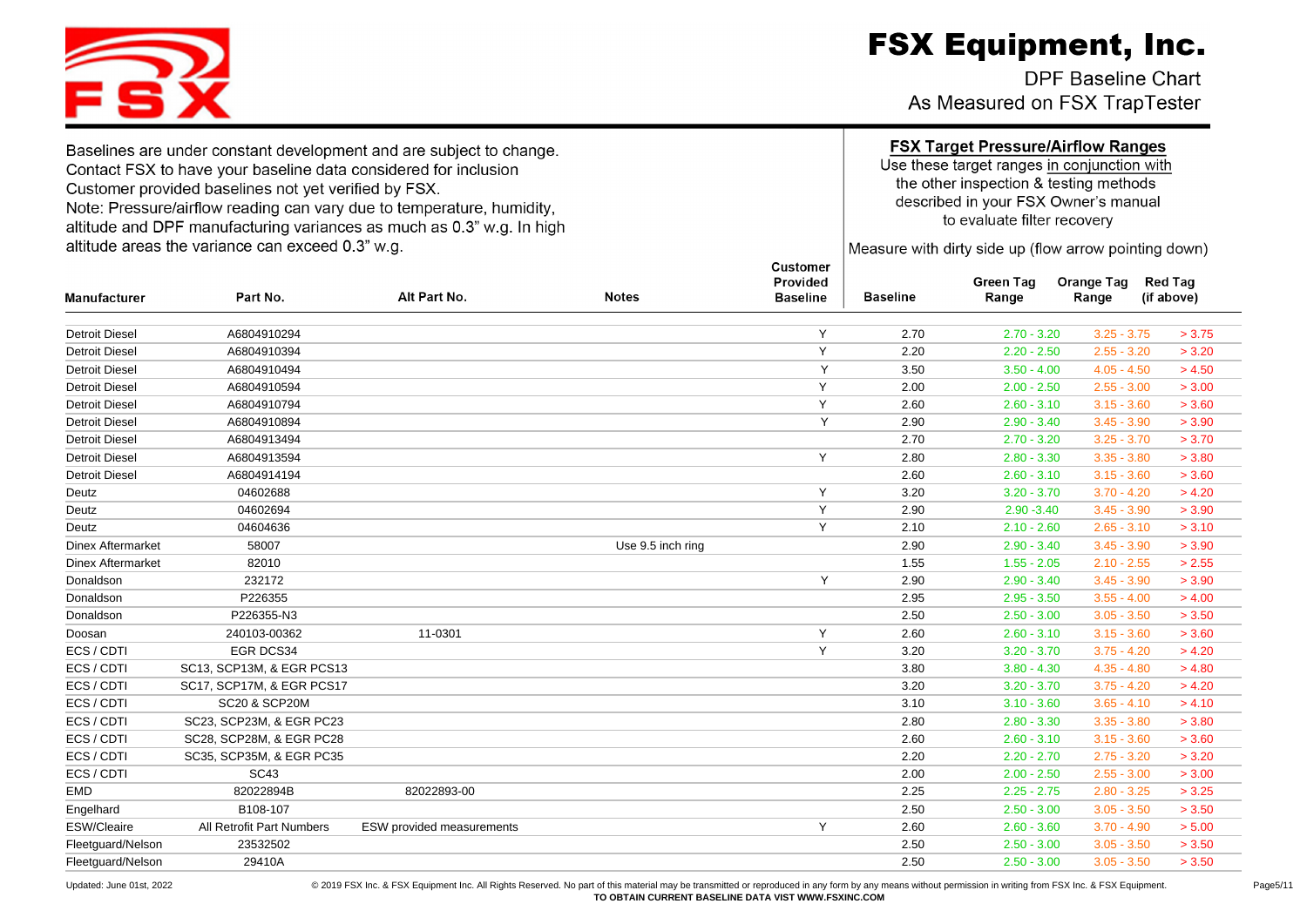# FSX Equipment, Inc.

DPF Baseline Chart
As Measured on FSX TrapTester

Baselines are under constant development and are subject to change.
Contact FSX to have your baseline data considered for inclusion
Customer provided baselines not yet verified by FSX.
Note: Pressure/airflow reading can vary due to temperature, humidity, altitude and DPF manufacturing variances as much as 0.3" w.g. In high altitude areas the variance can exceed 0.3" w.g.

**FSX Target Pressure/Airflow Ranges**
Use these target ranges in conjunction with the other inspection & testing methods described in your FSX Owner's manual to evaluate filter recovery

Measure with dirty side up (flow arrow pointing down)

| Manufacturer | Part No. | Alt Part No. | Notes | Customer Provided Baseline | Baseline | Green Tag Range | Orange Tag Range | Red Tag (if above) |
|---|---|---|---|---|---|---|---|---|
| Detroit Diesel | A6804910294 | | | Y | 2.70 | 2.70 - 3.20 | 3.25 - 3.75 | > 3.75 |
| Detroit Diesel | A6804910394 | | | Y | 2.20 | 2.20 - 2.50 | 2.55 - 3.20 | > 3.20 |
| Detroit Diesel | A6804910494 | | | Y | 3.50 | 3.50 - 4.00 | 4.05 - 4.50 | > 4.50 |
| Detroit Diesel | A6804910594 | | | Y | 2.00 | 2.00 - 2.50 | 2.55 - 3.00 | > 3.00 |
| Detroit Diesel | A6804910794 | | | Y | 2.60 | 2.60 - 3.10 | 3.15 - 3.60 | > 3.60 |
| Detroit Diesel | A6804910894 | | | Y | 2.90 | 2.90 - 3.40 | 3.45 - 3.90 | > 3.90 |
| Detroit Diesel | A6804913494 | | | | 2.70 | 2.70 - 3.20 | 3.25 - 3.70 | > 3.70 |
| Detroit Diesel | A6804913594 | | | Y | 2.80 | 2.80 - 3.30 | 3.35 - 3.80 | > 3.80 |
| Detroit Diesel | A6804914194 | | | | 2.60 | 2.60 - 3.10 | 3.15 - 3.60 | > 3.60 |
| Deutz | 04602688 | | | Y | 3.20 | 3.20 - 3.70 | 3.70 - 4.20 | > 4.20 |
| Deutz | 04602694 | | | Y | 2.90 | 2.90 -3.40 | 3.45 - 3.90 | > 3.90 |
| Deutz | 04604636 | | | Y | 2.10 | 2.10 - 2.60 | 2.65 - 3.10 | > 3.10 |
| Dinex Aftermarket | 58007 | | Use 9.5 inch ring | | 2.90 | 2.90 - 3.40 | 3.45 - 3.90 | > 3.90 |
| Dinex Aftermarket | 82010 | | | | 1.55 | 1.55 - 2.05 | 2.10 - 2.55 | > 2.55 |
| Donaldson | 232172 | | | Y | 2.90 | 2.90 - 3.40 | 3.45 - 3.90 | > 3.90 |
| Donaldson | P226355 | | | | 2.95 | 2.95 - 3.50 | 3.55 - 4.00 | > 4.00 |
| Donaldson | P226355-N3 | | | | 2.50 | 2.50 - 3.00 | 3.05 - 3.50 | > 3.50 |
| Doosan | 240103-00362 | 11-0301 | | Y | 2.60 | 2.60 - 3.10 | 3.15 - 3.60 | > 3.60 |
| ECS / CDTI | EGR DCS34 | | | Y | 3.20 | 3.20 - 3.70 | 3.75 - 4.20 | > 4.20 |
| ECS / CDTI | SC13, SCP13M, & EGR PCS13 | | | | 3.80 | 3.80 - 4.30 | 4.35 - 4.80 | > 4.80 |
| ECS / CDTI | SC17, SCP17M, & EGR PCS17 | | | | 3.20 | 3.20 - 3.70 | 3.75 - 4.20 | > 4.20 |
| ECS / CDTI | SC20 & SCP20M | | | | 3.10 | 3.10 - 3.60 | 3.65 - 4.10 | > 4.10 |
| ECS / CDTI | SC23, SCP23M, & EGR PC23 | | | | 2.80 | 2.80 - 3.30 | 3.35 - 3.80 | > 3.80 |
| ECS / CDTI | SC28, SCP28M, & EGR PC28 | | | | 2.60 | 2.60 - 3.10 | 3.15 - 3.60 | > 3.60 |
| ECS / CDTI | SC35, SCP35M, & EGR PC35 | | | | 2.20 | 2.20 - 2.70 | 2.75 - 3.20 | > 3.20 |
| ECS / CDTI | SC43 | | | | 2.00 | 2.00 - 2.50 | 2.55 - 3.00 | > 3.00 |
| EMD | 82022894B | 82022893-00 | | | 2.25 | 2.25 - 2.75 | 2.80 - 3.25 | > 3.25 |
| Engelhard | B108-107 | | | | 2.50 | 2.50 - 3.00 | 3.05 - 3.50 | > 3.50 |
| ESW/Cleaire | All Retrofit Part Numbers | ESW provided measurements | | Y | 2.60 | 2.60 - 3.60 | 3.70 - 4.90 | > 5.00 |
| Fleetguard/Nelson | 23532502 | | | | 2.50 | 2.50 - 3.00 | 3.05 - 3.50 | > 3.50 |
| Fleetguard/Nelson | 29410A | | | | 2.50 | 2.50 - 3.00 | 3.05 - 3.50 | > 3.50 |

Updated: June 01st, 2022

© 2019 FSX Inc. & FSX Equipment Inc. All Rights Reserved. No part of this material may be transmitted or reproduced in any form by any means without permission in writing from FSX Inc. & FSX Equipment.
**TO OBTAIN CURRENT BASELINE DATA VISIT WWW.FSXINC.COM**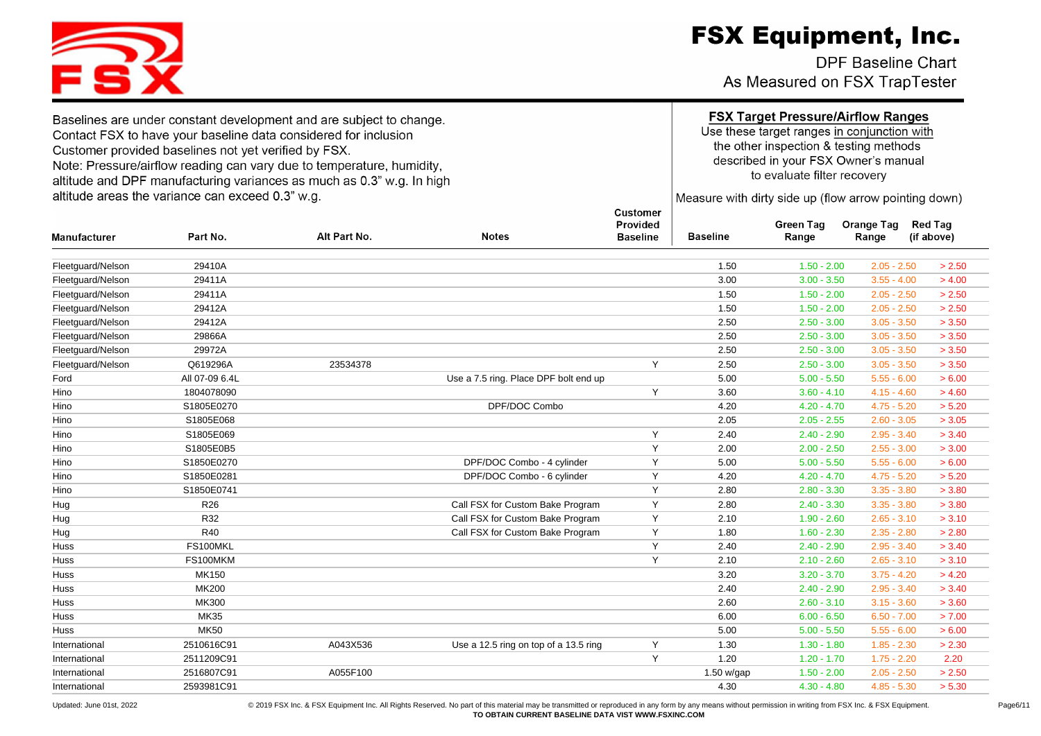# FSX Equipment, Inc.

DPF Baseline Chart
As Measured on FSX TrapTester

Baselines are under constant development and are subject to change.
Contact FSX to have your baseline data considered for inclusion
Customer provided baselines not yet verified by FSX.
Note: Pressure/airflow reading can vary due to temperature, humidity, altitude and DPF manufacturing variances as much as 0.3" w.g. In high altitude areas the variance can exceed 0.3" w.g.

**FSX Target Pressure/Airflow Ranges**

Use these target ranges in conjunction with the other inspection & testing methods described in your FSX Owner's manual to evaluate filter recovery

Measure with dirty side up (flow arrow pointing down)

| Manufacturer | Part No. | Alt Part No. | Notes | Customer Provided Baseline | Baseline | Green Tag Range | Orange Tag Range | Red Tag (if above) |
|---|---|---|---|---|---|---|---|---|
| Fleetguard/Nelson | 29410A | | | | 1.50 | 1.50 - 2.00 | 2.05 - 2.50 | > 2.50 |
| Fleetguard/Nelson | 29411A | | | | 3.00 | 3.00 - 3.50 | 3.55 - 4.00 | > 4.00 |
| Fleetguard/Nelson | 29411A | | | | 1.50 | 1.50 - 2.00 | 2.05 - 2.50 | > 2.50 |
| Fleetguard/Nelson | 29412A | | | | 1.50 | 1.50 - 2.00 | 2.05 - 2.50 | > 2.50 |
| Fleetguard/Nelson | 29412A | | | | 2.50 | 2.50 - 3.00 | 3.05 - 3.50 | > 3.50 |
| Fleetguard/Nelson | 29866A | | | | 2.50 | 2.50 - 3.00 | 3.05 - 3.50 | > 3.50 |
| Fleetguard/Nelson | 29972A | | | | 2.50 | 2.50 - 3.00 | 3.05 - 3.50 | > 3.50 |
| Fleetguard/Nelson | Q619296A | 23534378 | | Y | 2.50 | 2.50 - 3.00 | 3.05 - 3.50 | > 3.50 |
| Ford | All 07-09 6.4L | | Use a 7.5 ring. Place DPF bolt end up | | 5.00 | 5.00 - 5.50 | 5.55 - 6.00 | > 6.00 |
| Hino | 1804078090 | | | Y | 3.60 | 3.60 - 4.10 | 4.15 - 4.60 | > 4.60 |
| Hino | S1805E0270 | | DPF/DOC Combo | | 4.20 | 4.20 - 4.70 | 4.75 - 5.20 | > 5.20 |
| Hino | S1805E068 | | | | 2.05 | 2.05 - 2.55 | 2.60 - 3.05 | > 3.05 |
| Hino | S1805E069 | | | Y | 2.40 | 2.40 - 2.90 | 2.95 - 3.40 | > 3.40 |
| Hino | S1805E0B5 | | | Y | 2.00 | 2.00 - 2.50 | 2.55 - 3.00 | > 3.00 |
| Hino | S1850E0270 | | DPF/DOC Combo - 4 cylinder | Y | 5.00 | 5.00 - 5.50 | 5.55 - 6.00 | > 6.00 |
| Hino | S1850E0281 | | DPF/DOC Combo - 6 cylinder | Y | 4.20 | 4.20 - 4.70 | 4.75 - 5.20 | > 5.20 |
| Hino | S1850E0741 | | | Y | 2.80 | 2.80 - 3.30 | 3.35 - 3.80 | > 3.80 |
| Hug | R26 | | Call FSX for Custom Bake Program | Y | 2.80 | 2.40 - 3.30 | 3.35 - 3.80 | > 3.80 |
| Hug | R32 | | Call FSX for Custom Bake Program | Y | 2.10 | 1.90 - 2.60 | 2.65 - 3.10 | > 3.10 |
| Hug | R40 | | Call FSX for Custom Bake Program | Y | 1.80 | 1.60 - 2.30 | 2.35 - 2.80 | > 2.80 |
| Huss | FS100MKL | | | Y | 2.40 | 2.40 - 2.90 | 2.95 - 3.40 | > 3.40 |
| Huss | FS100MKM | | | Y | 2.10 | 2.10 - 2.60 | 2.65 - 3.10 | > 3.10 |
| Huss | MK150 | | | | 3.20 | 3.20 - 3.70 | 3.75 - 4.20 | > 4.20 |
| Huss | MK200 | | | | 2.40 | 2.40 - 2.90 | 2.95 - 3.40 | > 3.40 |
| Huss | MK300 | | | | 2.60 | 2.60 - 3.10 | 3.15 - 3.60 | > 3.60 |
| Huss | MK35 | | | | 6.00 | 6.00 - 6.50 | 6.50 - 7.00 | > 7.00 |
| Huss | MK50 | | | | 5.00 | 5.00 - 5.50 | 5.55 - 6.00 | > 6.00 |
| International | 2510616C91 | A043X536 | Use a 12.5 ring on top of a 13.5 ring | Y | 1.30 | 1.30 - 1.80 | 1.85 - 2.30 | > 2.30 |
| International | 2511209C91 | | | Y | 1.20 | 1.20 - 1.70 | 1.75 - 2.20 | 2.20 |
| International | 2516807C91 | A055F100 | | | 1.50 w/gap | 1.50 - 2.00 | 2.05 - 2.50 | > 2.50 |
| International | 2593981C91 | | | | 4.30 | 4.30 - 4.80 | 4.85 - 5.30 | > 5.30 |

Updated: June 01st, 2022

© 2019 FSX Inc. & FSX Equipment Inc. All Rights Reserved. No part of this material may be transmitted or reproduced in any form by any means without permission in writing from FSX Inc. & FSX Equipment.

**TO OBTAIN CURRENT BASELINE DATA VISIT WWW.FSXINC.COM**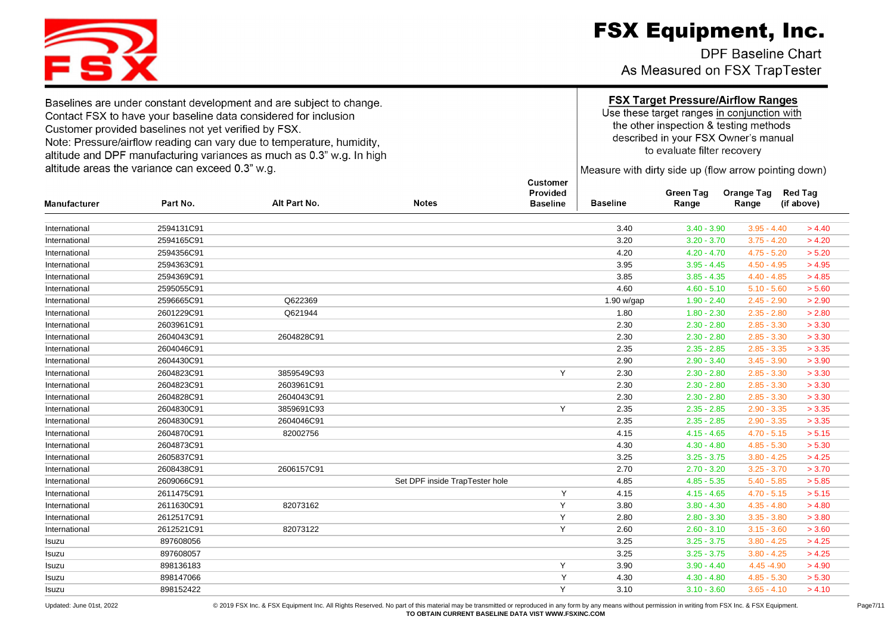# FSX Equipment, Inc.

DPF Baseline Chart
As Measured on FSX TrapTester

Baselines are under constant development and are subject to change.
Contact FSX to have your baseline data considered for inclusion
Customer provided baselines not yet verified by FSX.
Note: Pressure/airflow reading can vary due to temperature, humidity, altitude and DPF manufacturing variances as much as 0.3" w.g. In high altitude areas the variance can exceed 0.3" w.g.

**FSX Target Pressure/Airflow Ranges**

Use these target ranges in conjunction with the other inspection & testing methods described in your FSX Owner's manual to evaluate filter recovery

Measure with dirty side up (flow arrow pointing down)

| Manufacturer | Part No. | Alt Part No. | Notes | Customer Provided Baseline | Baseline | Green Tag Range | Orange Tag Range | Red Tag (if above) |
|---|---|---|---|---|---|---|---|---|
| International | 2594131C91 | | | | 3.40 | 3.40 - 3.90 | 3.95 - 4.40 | > 4.40 |
| International | 2594165C91 | | | | 3.20 | 3.20 - 3.70 | 3.75 - 4.20 | > 4.20 |
| International | 2594356C91 | | | | 4.20 | 4.20 - 4.70 | 4.75 - 5.20 | > 5.20 |
| International | 2594363C91 | | | | 3.95 | 3.95 - 4.45 | 4.50 - 4.95 | > 4.95 |
| International | 2594369C91 | | | | 3.85 | 3.85 - 4.35 | 4.40 - 4.85 | > 4.85 |
| International | 2595055C91 | | | | 4.60 | 4.60 - 5.10 | 5.10 - 5.60 | > 5.60 |
| International | 2596665C91 | Q622369 | | | 1.90 w/gap | 1.90 - 2.40 | 2.45 - 2.90 | > 2.90 |
| International | 2601229C91 | Q621944 | | | 1.80 | 1.80 - 2.30 | 2.35 - 2.80 | > 2.80 |
| International | 2603961C91 | | | | 2.30 | 2.30 - 2.80 | 2.85 - 3.30 | > 3.30 |
| International | 2604043C91 | 2604828C91 | | | 2.30 | 2.30 - 2.80 | 2.85 - 3.30 | > 3.30 |
| International | 2604046C91 | | | | 2.35 | 2.35 - 2.85 | 2.85 - 3.35 | > 3.35 |
| International | 2604430C91 | | | | 2.90 | 2.90 - 3.40 | 3.45 - 3.90 | > 3.90 |
| International | 2604823C91 | 3859549C93 | | Y | 2.30 | 2.30 - 2.80 | 2.85 - 3.30 | > 3.30 |
| International | 2604823C91 | 2603961C91 | | | 2.30 | 2.30 - 2.80 | 2.85 - 3.30 | > 3.30 |
| International | 2604828C91 | 2604043C91 | | | 2.30 | 2.30 - 2.80 | 2.85 - 3.30 | > 3.30 |
| International | 2604830C91 | 3859691C93 | | Y | 2.35 | 2.35 - 2.85 | 2.90 - 3.35 | > 3.35 |
| International | 2604830C91 | 2604046C91 | | | 2.35 | 2.35 - 2.85 | 2.90 - 3.35 | > 3.35 |
| International | 2604870C91 | 82002756 | | | 4.15 | 4.15 - 4.65 | 4.70 - 5.15 | > 5.15 |
| International | 2604873C91 | | | | 4.30 | 4.30 - 4.80 | 4.85 - 5.30 | > 5.30 |
| International | 2605837C91 | | | | 3.25 | 3.25 - 3.75 | 3.80 - 4.25 | > 4.25 |
| International | 2608438C91 | 2606157C91 | | | 2.70 | 2.70 - 3.20 | 3.25 - 3.70 | > 3.70 |
| International | 2609066C91 | | Set DPF inside TrapTester hole | | 4.85 | 4.85 - 5.35 | 5.40 - 5.85 | > 5.85 |
| International | 2611475C91 | | | Y | 4.15 | 4.15 - 4.65 | 4.70 - 5.15 | > 5.15 |
| International | 2611630C91 | 82073162 | | Y | 3.80 | 3.80 - 4.30 | 4.35 - 4.80 | > 4.80 |
| International | 2612517C91 | | | Y | 2.80 | 2.80 - 3.30 | 3.35 - 3.80 | > 3.80 |
| International | 2612521C91 | 82073122 | | Y | 2.60 | 2.60 - 3.10 | 3.15 - 3.60 | > 3.60 |
| Isuzu | 897608056 | | | | 3.25 | 3.25 - 3.75 | 3.80 - 4.25 | > 4.25 |
| Isuzu | 897608057 | | | | 3.25 | 3.25 - 3.75 | 3.80 - 4.25 | > 4.25 |
| Isuzu | 898136183 | | | Y | 3.90 | 3.90 - 4.40 | 4.45 -4.90 | > 4.90 |
| Isuzu | 898147066 | | | Y | 4.30 | 4.30 - 4.80 | 4.85 - 5.30 | > 5.30 |
| Isuzu | 898152422 | | | Y | 3.10 | 3.10 - 3.60 | 3.65 - 4.10 | > 4.10 |

Updated: June 01st, 2022

© 2019 FSX Inc. & FSX Equipment Inc. All Rights Reserved. No part of this material may be transmitted or reproduced in any form by any means without permission in writing from FSX Inc. & FSX Equipment.
**TO OBTAIN CURRENT BASELINE DATA VISIT WWW.FSXINC.COM**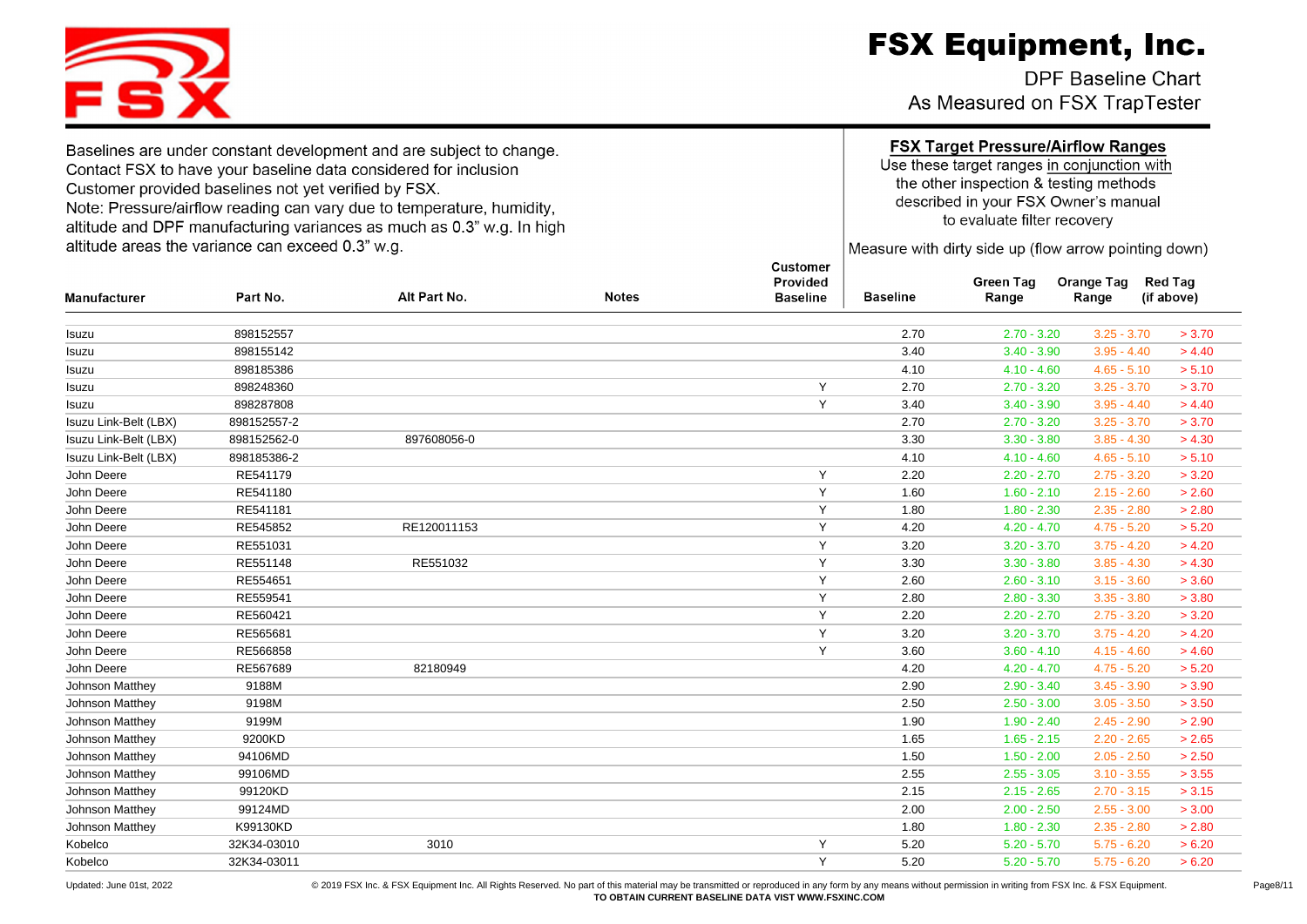# FSX Equipment, Inc.

DPF Baseline Chart
As Measured on FSX TrapTester

Baselines are under constant development and are subject to change.
Contact FSX to have your baseline data considered for inclusion
Customer provided baselines not yet verified by FSX.
Note: Pressure/airflow reading can vary due to temperature, humidity, altitude and DPF manufacturing variances as much as 0.3" w.g. In high altitude areas the variance can exceed 0.3" w.g.

**FSX Target Pressure/Airflow Ranges**

Use these target ranges in conjunction with the other inspection & testing methods described in your FSX Owner's manual to evaluate filter recovery

Measure with dirty side up (flow arrow pointing down)

| Manufacturer | Part No. | Alt Part No. | Notes | Customer Provided Baseline | Baseline | Green Tag Range | Orange Tag Range | Red Tag (if above) |
|---|---|---|---|---|---|---|---|---|
| Isuzu | 898152557 | | | | 2.70 | 2.70 - 3.20 | 3.25 - 3.70 | > 3.70 |
| Isuzu | 898155142 | | | | 3.40 | 3.40 - 3.90 | 3.95 - 4.40 | > 4.40 |
| Isuzu | 898185386 | | | | 4.10 | 4.10 - 4.60 | 4.65 - 5.10 | > 5.10 |
| Isuzu | 898248360 | | | Y | 2.70 | 2.70 - 3.20 | 3.25 - 3.70 | > 3.70 |
| Isuzu | 898287808 | | | Y | 3.40 | 3.40 - 3.90 | 3.95 - 4.40 | > 4.40 |
| Isuzu Link-Belt (LBX) | 898152557-2 | | | | 2.70 | 2.70 - 3.20 | 3.25 - 3.70 | > 3.70 |
| Isuzu Link-Belt (LBX) | 898152562-0 | 897608056-0 | | | 3.30 | 3.30 - 3.80 | 3.85 - 4.30 | > 4.30 |
| Isuzu Link-Belt (LBX) | 898185386-2 | | | | 4.10 | 4.10 - 4.60 | 4.65 - 5.10 | > 5.10 |
| John Deere | RE541179 | | | Y | 2.20 | 2.20 - 2.70 | 2.75 - 3.20 | > 3.20 |
| John Deere | RE541180 | | | Y | 1.60 | 1.60 - 2.10 | 2.15 - 2.60 | > 2.60 |
| John Deere | RE541181 | | | Y | 1.80 | 1.80 - 2.30 | 2.35 - 2.80 | > 2.80 |
| John Deere | RE545852 | RE120011153 | | Y | 4.20 | 4.20 - 4.70 | 4.75 - 5.20 | > 5.20 |
| John Deere | RE551031 | | | Y | 3.20 | 3.20 - 3.70 | 3.75 - 4.20 | > 4.20 |
| John Deere | RE551148 | RE551032 | | Y | 3.30 | 3.30 - 3.80 | 3.85 - 4.30 | > 4.30 |
| John Deere | RE554651 | | | Y | 2.60 | 2.60 - 3.10 | 3.15 - 3.60 | > 3.60 |
| John Deere | RE559541 | | | Y | 2.80 | 2.80 - 3.30 | 3.35 - 3.80 | > 3.80 |
| John Deere | RE560421 | | | Y | 2.20 | 2.20 - 2.70 | 2.75 - 3.20 | > 3.20 |
| John Deere | RE565681 | | | Y | 3.20 | 3.20 - 3.70 | 3.75 - 4.20 | > 4.20 |
| John Deere | RE566858 | | | Y | 3.60 | 3.60 - 4.10 | 4.15 - 4.60 | > 4.60 |
| John Deere | RE567689 | 82180949 | | | 4.20 | 4.20 - 4.70 | 4.75 - 5.20 | > 5.20 |
| Johnson Matthey | 9188M | | | | 2.90 | 2.90 - 3.40 | 3.45 - 3.90 | > 3.90 |
| Johnson Matthey | 9198M | | | | 2.50 | 2.50 - 3.00 | 3.05 - 3.50 | > 3.50 |
| Johnson Matthey | 9199M | | | | 1.90 | 1.90 - 2.40 | 2.45 - 2.90 | > 2.90 |
| Johnson Matthey | 9200KD | | | | 1.65 | 1.65 - 2.15 | 2.20 - 2.65 | > 2.65 |
| Johnson Matthey | 94106MD | | | | 1.50 | 1.50 - 2.00 | 2.05 - 2.50 | > 2.50 |
| Johnson Matthey | 99106MD | | | | 2.55 | 2.55 - 3.05 | 3.10 - 3.55 | > 3.55 |
| Johnson Matthey | 99120KD | | | | 2.15 | 2.15 - 2.65 | 2.70 - 3.15 | > 3.15 |
| Johnson Matthey | 99124MD | | | | 2.00 | 2.00 - 2.50 | 2.55 - 3.00 | > 3.00 |
| Johnson Matthey | K99130KD | | | | 1.80 | 1.80 - 2.30 | 2.35 - 2.80 | > 2.80 |
| Kobelco | 32K34-03010 | 3010 | | Y | 5.20 | 5.20 - 5.70 | 5.75 - 6.20 | > 6.20 |
| Kobelco | 32K34-03011 | | | Y | 5.20 | 5.20 - 5.70 | 5.75 - 6.20 | > 6.20 |

Updated: June 01st, 2022

© 2019 FSX Inc. & FSX Equipment Inc. All Rights Reserved. No part of this material may be transmitted or reproduced in any form by any means without permission in writing from FSX Inc. & FSX Equipment.
**TO OBTAIN CURRENT BASELINE DATA VISIT WWW.FSXINC.COM**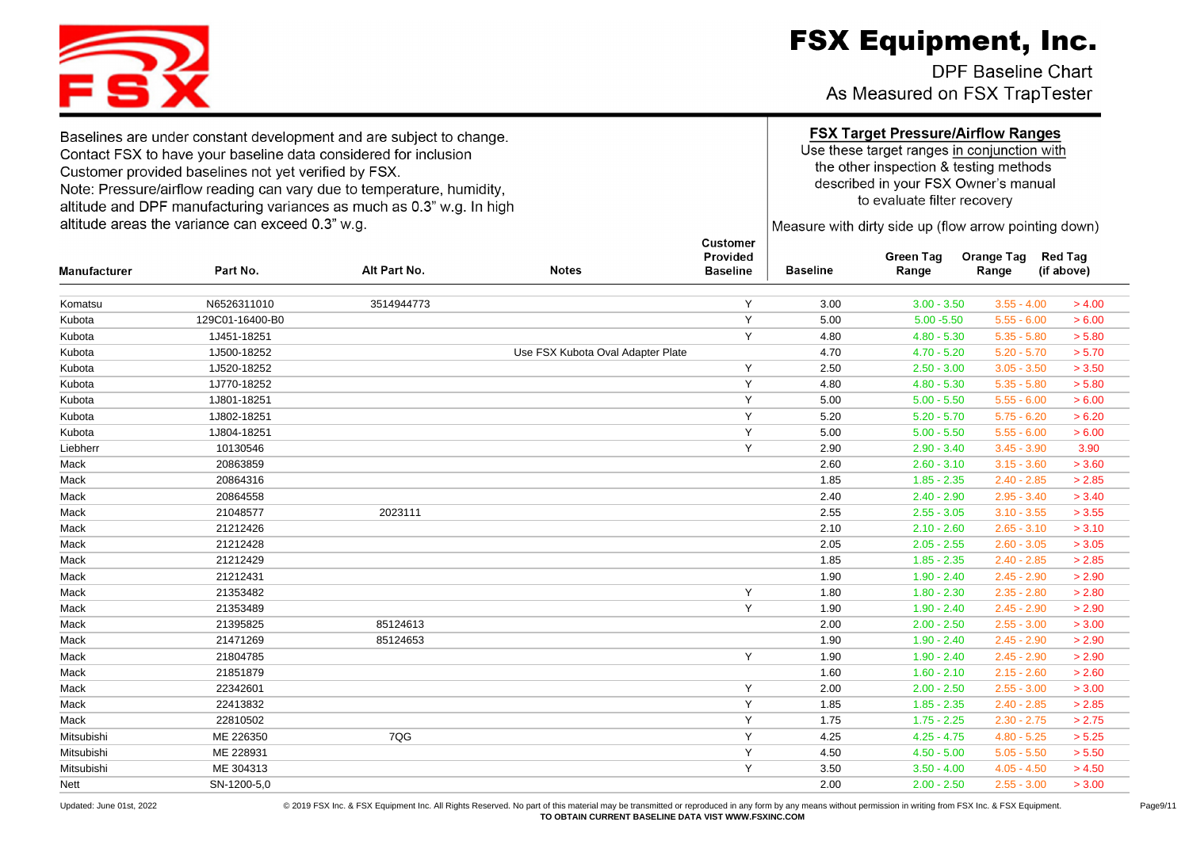# FSX Equipment, Inc.

DPF Baseline Chart
As Measured on FSX TrapTester

Baselines are under constant development and are subject to change.
Contact FSX to have your baseline data considered for inclusion
Customer provided baselines not yet verified by FSX.
Note: Pressure/airflow reading can vary due to temperature, humidity, altitude and DPF manufacturing variances as much as 0.3" w.g. In high altitude areas the variance can exceed 0.3" w.g.

**FSX Target Pressure/Airflow Ranges**
Use these target ranges in conjunction with the other inspection & testing methods described in your FSX Owner's manual to evaluate filter recovery

Measure with dirty side up (flow arrow pointing down)

| Manufacturer | Part No. | Alt Part No. | Notes | Customer Provided Baseline | Baseline | Green Tag Range | Orange Tag Range | Red Tag (if above) |
|---|---|---|---|---|---|---|---|---|
| Komatsu | N6526311010 | 3514944773 | | Y | 3.00 | 3.00 - 3.50 | 3.55 - 4.00 | > 4.00 |
| Kubota | 129C01-16400-B0 | | | Y | 5.00 | 5.00 -5.50 | 5.55 - 6.00 | > 6.00 |
| Kubota | 1J451-18251 | | | Y | 4.80 | 4.80 - 5.30 | 5.35 - 5.80 | > 5.80 |
| Kubota | 1J500-18252 | | Use FSX Kubota Oval Adapter Plate | | 4.70 | 4.70 - 5.20 | 5.20 - 5.70 | > 5.70 |
| Kubota | 1J520-18252 | | | Y | 2.50 | 2.50 - 3.00 | 3.05 - 3.50 | > 3.50 |
| Kubota | 1J770-18252 | | | Y | 4.80 | 4.80 - 5.30 | 5.35 - 5.80 | > 5.80 |
| Kubota | 1J801-18251 | | | Y | 5.00 | 5.00 - 5.50 | 5.55 - 6.00 | > 6.00 |
| Kubota | 1J802-18251 | | | Y | 5.20 | 5.20 - 5.70 | 5.75 - 6.20 | > 6.20 |
| Kubota | 1J804-18251 | | | Y | 5.00 | 5.00 - 5.50 | 5.55 - 6.00 | > 6.00 |
| Liebherr | 10130546 | | | Y | 2.90 | 2.90 - 3.40 | 3.45 - 3.90 | 3.90 |
| Mack | 20863859 | | | | 2.60 | 2.60 - 3.10 | 3.15 - 3.60 | > 3.60 |
| Mack | 20864316 | | | | 1.85 | 1.85 - 2.35 | 2.40 - 2.85 | > 2.85 |
| Mack | 20864558 | | | | 2.40 | 2.40 - 2.90 | 2.95 - 3.40 | > 3.40 |
| Mack | 21048577 | 2023111 | | | 2.55 | 2.55 - 3.05 | 3.10 - 3.55 | > 3.55 |
| Mack | 21212426 | | | | 2.10 | 2.10 - 2.60 | 2.65 - 3.10 | > 3.10 |
| Mack | 21212428 | | | | 2.05 | 2.05 - 2.55 | 2.60 - 3.05 | > 3.05 |
| Mack | 21212429 | | | | 1.85 | 1.85 - 2.35 | 2.40 - 2.85 | > 2.85 |
| Mack | 21212431 | | | | 1.90 | 1.90 - 2.40 | 2.45 - 2.90 | > 2.90 |
| Mack | 21353482 | | | Y | 1.80 | 1.80 - 2.30 | 2.35 - 2.80 | > 2.80 |
| Mack | 21353489 | | | Y | 1.90 | 1.90 - 2.40 | 2.45 - 2.90 | > 2.90 |
| Mack | 21395825 | 85124613 | | | 2.00 | 2.00 - 2.50 | 2.55 - 3.00 | > 3.00 |
| Mack | 21471269 | 85124653 | | | 1.90 | 1.90 - 2.40 | 2.45 - 2.90 | > 2.90 |
| Mack | 21804785 | | | Y | 1.90 | 1.90 - 2.40 | 2.45 - 2.90 | > 2.90 |
| Mack | 21851879 | | | | 1.60 | 1.60 - 2.10 | 2.15 - 2.60 | > 2.60 |
| Mack | 22342601 | | | Y | 2.00 | 2.00 - 2.50 | 2.55 - 3.00 | > 3.00 |
| Mack | 22413832 | | | Y | 1.85 | 1.85 - 2.35 | 2.40 - 2.85 | > 2.85 |
| Mack | 22810502 | | | Y | 1.75 | 1.75 - 2.25 | 2.30 - 2.75 | > 2.75 |
| Mitsubishi | ME 226350 | 7QG | | Y | 4.25 | 4.25 - 4.75 | 4.80 - 5.25 | > 5.25 |
| Mitsubishi | ME 228931 | | | Y | 4.50 | 4.50 - 5.00 | 5.05 - 5.50 | > 5.50 |
| Mitsubishi | ME 304313 | | | Y | 3.50 | 3.50 - 4.00 | 4.05 - 4.50 | > 4.50 |
| Nett | SN-1200-5,0 | | | | 2.00 | 2.00 - 2.50 | 2.55 - 3.00 | > 3.00 |

Updated: June 01st, 2022

© 2019 FSX Inc. & FSX Equipment Inc. All Rights Reserved. No part of this material may be transmitted or reproduced in any form by any means without permission in writing from FSX Inc. & FSX Equipment.
**TO OBTAIN CURRENT BASELINE DATA VISIT WWW.FSXINC.COM**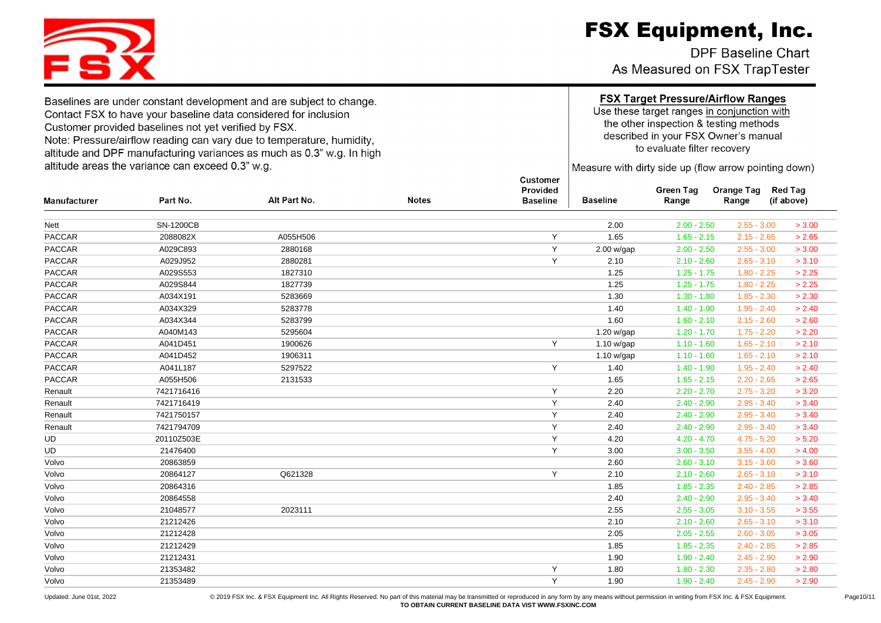# FSX Equipment, Inc.

DPF Baseline Chart
As Measured on FSX TrapTester

Baselines are under constant development and are subject to change.
Contact FSX to have your baseline data considered for inclusion
Customer provided baselines not yet verified by FSX.
Note: Pressure/airflow reading can vary due to temperature, humidity, altitude and DPF manufacturing variances as much as 0.3" w.g. In high altitude areas the variance can exceed 0.3" w.g.

**FSX Target Pressure/Airflow Ranges**
Use these target ranges in conjunction with the other inspection & testing methods described in your FSX Owner's manual to evaluate filter recovery

Measure with dirty side up (flow arrow pointing down)

| Manufacturer | Part No. | Alt Part No. | Notes | Customer Provided Baseline | Baseline | Green Tag Range | Orange Tag Range | Red Tag (if above) |
|---|---|---|---|---|---|---|---|---|
| Nett | SN-1200CB | | | | 2.00 | 2.00 - 2.50 | 2.55 - 3.00 | > 3.00 |
| PACCAR | 2088082X | A055H506 | | Y | 1.65 | 1.65 - 2.15 | 2.15 - 2.65 | > 2.65 |
| PACCAR | A029C893 | 2880168 | | Y | 2.00 w/gap | 2.00 - 2.50 | 2.55 - 3.00 | > 3.00 |
| PACCAR | A029J952 | 2880281 | | Y | 2.10 | 2.10 - 2.60 | 2.65 - 3.10 | > 3.10 |
| PACCAR | A029S553 | 1827310 | | | 1.25 | 1.25 - 1.75 | 1.80 - 2.25 | > 2.25 |
| PACCAR | A029S844 | 1827739 | | | 1.25 | 1.25 - 1.75 | 1.80 - 2.25 | > 2.25 |
| PACCAR | A034X191 | 5283669 | | | 1.30 | 1.30 - 1.80 | 1.85 - 2.30 | > 2.30 |
| PACCAR | A034X329 | 5283778 | | | 1.40 | 1.40 - 1.90 | 1.95 - 2.40 | > 2.40 |
| PACCAR | A034X344 | 5283799 | | | 1.60 | 1.60 - 2.10 | 2.15 - 2.60 | > 2.60 |
| PACCAR | A040M143 | 5295604 | | | 1.20 w/gap | 1.20 - 1.70 | 1.75 - 2.20 | > 2.20 |
| PACCAR | A041D451 | 1900626 | | Y | 1.10 w/gap | 1.10 - 1.60 | 1.65 - 2.10 | > 2.10 |
| PACCAR | A041D452 | 1906311 | | | 1.10 w/gap | 1.10 - 1.60 | 1.65 - 2.10 | > 2.10 |
| PACCAR | A041L187 | 5297522 | | Y | 1.40 | 1.40 - 1.90 | 1.95 - 2.40 | > 2.40 |
| PACCAR | A055H506 | 2131533 | | | 1.65 | 1.65 - 2.15 | 2.20 - 2.65 | > 2.65 |
| Renault | 7421716416 | | | Y | 2.20 | 2.20 - 2.70 | 2.75 - 3.20 | > 3.20 |
| Renault | 7421716419 | | | Y | 2.40 | 2.40 - 2.90 | 2.95 - 3.40 | > 3.40 |
| Renault | 7421750157 | | | Y | 2.40 | 2.40 - 2.90 | 2.95 - 3.40 | > 3.40 |
| Renault | 7421794709 | | | Y | 2.40 | 2.40 - 2.90 | 2.95 - 3.40 | > 3.40 |
| UD | 20110Z503E | | | Y | 4.20 | 4.20 - 4.70 | 4.75 - 5.20 | > 5.20 |
| UD | 21476400 | | | Y | 3.00 | 3.00 - 3.50 | 3.55 - 4.00 | > 4.00 |
| Volvo | 20863859 | | | | 2.60 | 2.60 - 3.10 | 3.15 - 3.60 | > 3.60 |
| Volvo | 20864127 | Q621328 | | Y | 2.10 | 2.10 - 2.60 | 2.65 - 3.10 | > 3.10 |
| Volvo | 20864316 | | | | 1.85 | 1.85 - 2.35 | 2.40 - 2.85 | > 2.85 |
| Volvo | 20864558 | | | | 2.40 | 2.40 - 2.90 | 2.95 - 3.40 | > 3.40 |
| Volvo | 21048577 | 2023111 | | | 2.55 | 2.55 - 3.05 | 3.10 - 3.55 | > 3.55 |
| Volvo | 21212426 | | | | 2.10 | 2.10 - 2.60 | 2.65 - 3.10 | > 3.10 |
| Volvo | 21212428 | | | | 2.05 | 2.05 - 2.55 | 2.60 - 3.05 | > 3.05 |
| Volvo | 21212429 | | | | 1.85 | 1.85 - 2.35 | 2.40 - 2.85 | > 2.85 |
| Volvo | 21212431 | | | | 1.90 | 1.90 - 2.40 | 2.45 - 2.90 | > 2.90 |
| Volvo | 21353482 | | | Y | 1.80 | 1.80 - 2.30 | 2.35 - 2.80 | > 2.80 |
| Volvo | 21353489 | | | Y | 1.90 | 1.90 - 2.40 | 2.45 - 2.90 | > 2.90 |

Updated: June 01st, 2022

© 2019 FSX Inc. & FSX Equipment Inc. All Rights Reserved. No part of this material may be transmitted or reproduced in any form by any means without permission in writing from FSX Inc. & FSX Equipment.
**TO OBTAIN CURRENT BASELINE DATA VISIT WWW.FSXINC.COM**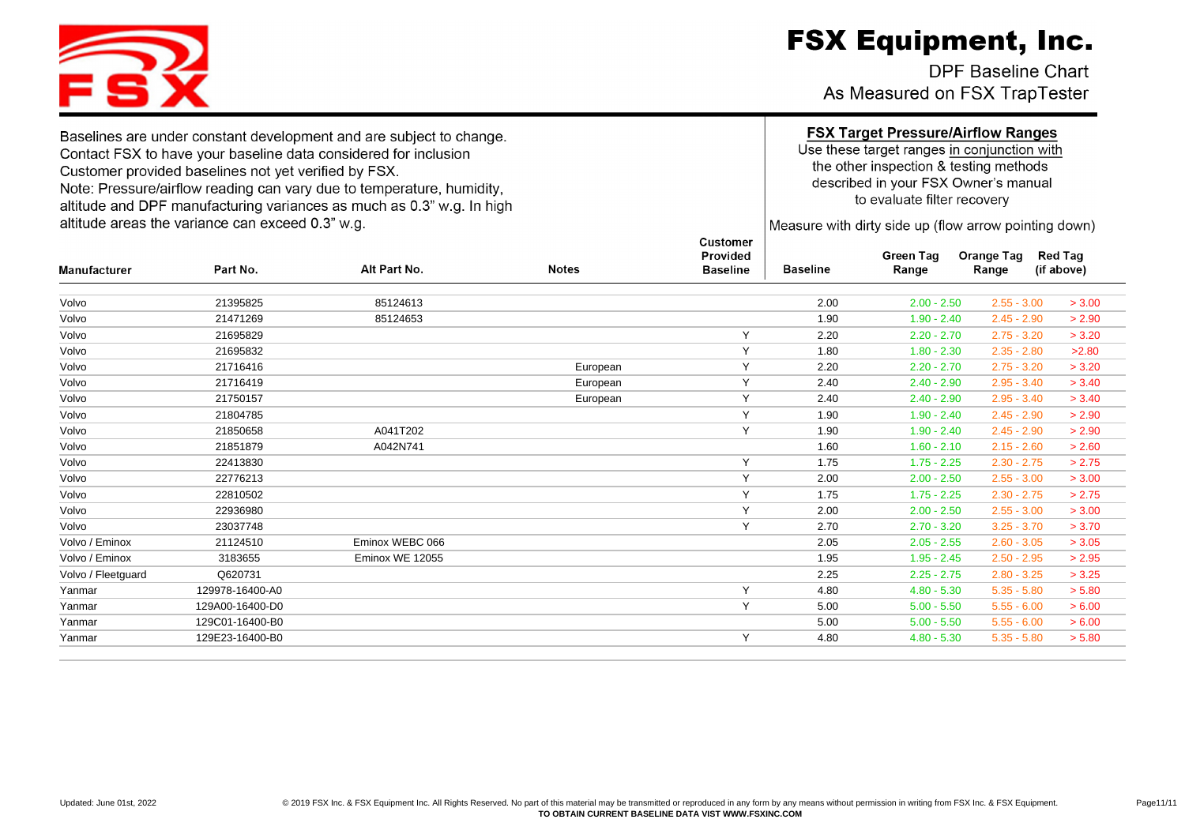# FSX Equipment, Inc.

DPF Baseline Chart
As Measured on FSX TrapTester

Baselines are under constant development and are subject to change.
Contact FSX to have your baseline data considered for inclusion
Customer provided baselines not yet verified by FSX.
Note: Pressure/airflow reading can vary due to temperature, humidity, altitude and DPF manufacturing variances as much as 0.3" w.g. In high altitude areas the variance can exceed 0.3" w.g.

**FSX Target Pressure/Airflow Ranges**
Use these target ranges in conjunction with the other inspection & testing methods described in your FSX Owner's manual to evaluate filter recovery

Measure with dirty side up (flow arrow pointing down)

| Manufacturer | Part No. | Alt Part No. | Notes | Customer Provided Baseline | Baseline | Green Tag Range | Orange Tag Range | Red Tag (if above) |
|---|---|---|---|---|---|---|---|---|
| Volvo | 21395825 | 85124613 | | | 2.00 | 2.00 - 2.50 | 2.55 - 3.00 | > 3.00 |
| Volvo | 21471269 | 85124653 | | | 1.90 | 1.90 - 2.40 | 2.45 - 2.90 | > 2.90 |
| Volvo | 21695829 | | | Y | 2.20 | 2.20 - 2.70 | 2.75 - 3.20 | > 3.20 |
| Volvo | 21695832 | | | Y | 1.80 | 1.80 - 2.30 | 2.35 - 2.80 | >2.80 |
| Volvo | 21716416 | | European | Y | 2.20 | 2.20 - 2.70 | 2.75 - 3.20 | > 3.20 |
| Volvo | 21716419 | | European | Y | 2.40 | 2.40 - 2.90 | 2.95 - 3.40 | > 3.40 |
| Volvo | 21750157 | | European | Y | 2.40 | 2.40 - 2.90 | 2.95 - 3.40 | > 3.40 |
| Volvo | 21804785 | | | Y | 1.90 | 1.90 - 2.40 | 2.45 - 2.90 | > 2.90 |
| Volvo | 21850658 | A041T202 | | Y | 1.90 | 1.90 - 2.40 | 2.45 - 2.90 | > 2.90 |
| Volvo | 21851879 | A042N741 | | | 1.60 | 1.60 - 2.10 | 2.15 - 2.60 | > 2.60 |
| Volvo | 22413830 | | | Y | 1.75 | 1.75 - 2.25 | 2.30 - 2.75 | > 2.75 |
| Volvo | 22776213 | | | Y | 2.00 | 2.00 - 2.50 | 2.55 - 3.00 | > 3.00 |
| Volvo | 22810502 | | | Y | 1.75 | 1.75 - 2.25 | 2.30 - 2.75 | > 2.75 |
| Volvo | 22936980 | | | Y | 2.00 | 2.00 - 2.50 | 2.55 - 3.00 | > 3.00 |
| Volvo | 23037748 | | | Y | 2.70 | 2.70 - 3.20 | 3.25 - 3.70 | > 3.70 |
| Volvo / Eminox | 21124510 | Eminox WEBC 066 | | | 2.05 | 2.05 - 2.55 | 2.60 - 3.05 | > 3.05 |
| Volvo / Eminox | 3183655 | Eminox WE 12055 | | | 1.95 | 1.95 - 2.45 | 2.50 - 2.95 | > 2.95 |
| Volvo / Fleetguard | Q620731 | | | | 2.25 | 2.25 - 2.75 | 2.80 - 3.25 | > 3.25 |
| Yanmar | 129978-16400-A0 | | | Y | 4.80 | 4.80 - 5.30 | 5.35 - 5.80 | > 5.80 |
| Yanmar | 129A00-16400-D0 | | | Y | 5.00 | 5.00 - 5.50 | 5.55 - 6.00 | > 6.00 |
| Yanmar | 129C01-16400-B0 | | | | 5.00 | 5.00 - 5.50 | 5.55 - 6.00 | > 6.00 |
| Yanmar | 129E23-16400-B0 | | | Y | 4.80 | 4.80 - 5.30 | 5.35 - 5.80 | > 5.80 |

Updated: June 01st, 2022

© 2019 FSX Inc. & FSX Equipment Inc. All Rights Reserved. No part of this material may be transmitted or reproduced in any form by any means without permission in writing from FSX Inc. & FSX Equipment.
**TO OBTAIN CURRENT BASELINE DATA VISIT WWW.FSXINC.COM**